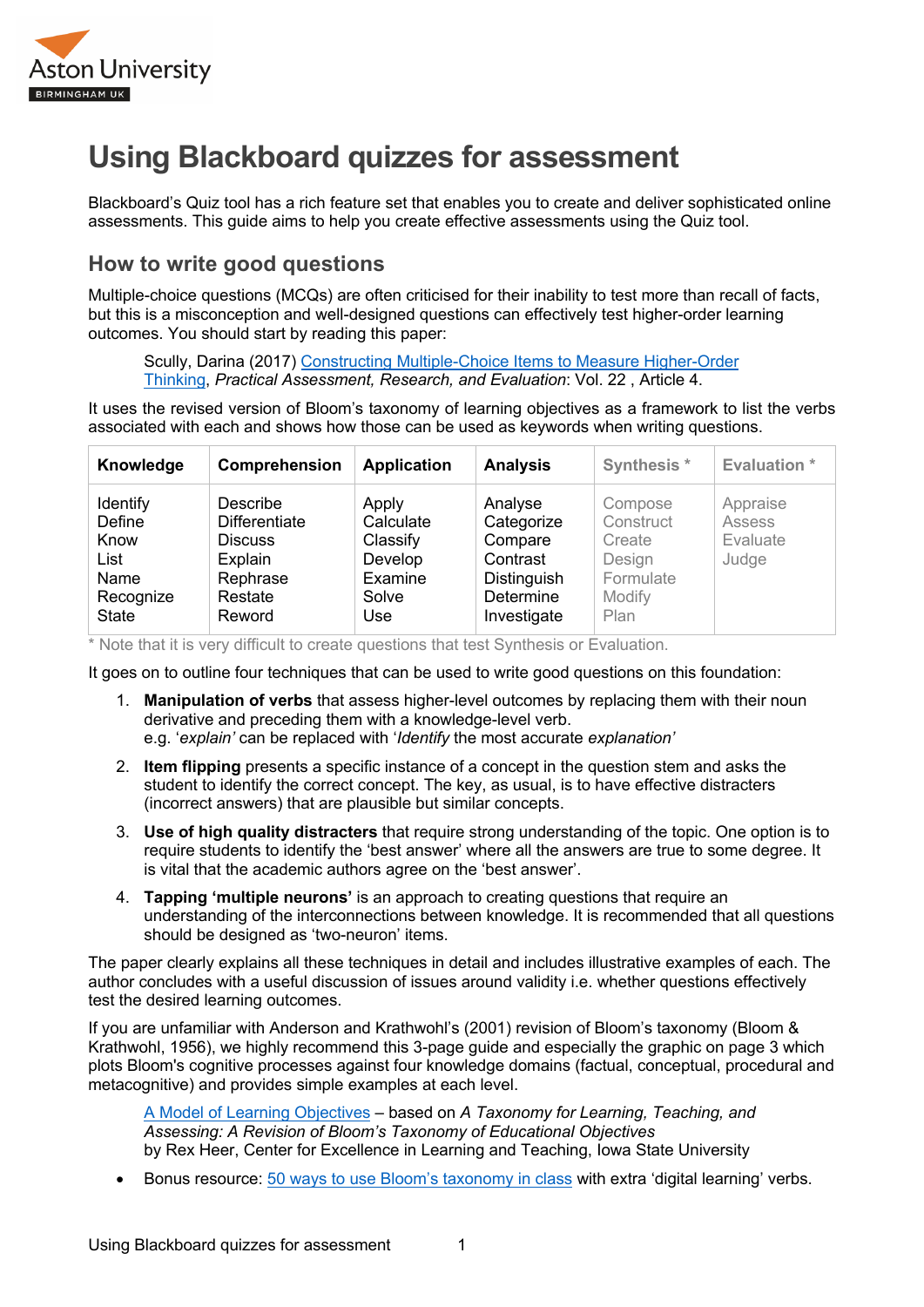# Using Blackboard quizzes for assessment

Blackboard's Quiz tool has a rich feature set that enables you to create and deliver sophisticated online assessments. This guide aims to help you create effective assessments using the Quiz tool.

## How to write good questions

Multiple-choice questions (MCQs) are often criticised for their inability to test more than recall of facts, but this is a misconception and well-designed questions can effectively test higher-order learning outcomes. You should start by reading this paper:

> Scully, Darina (2017) Constructing Multiple-Choice Items to Measure Higher-Order Thinking, *Practical Assessment, Research, and Evaluation*: Vol. 22 , Article 4.

It uses the revised version of Bloom's taxonomy of learning objectives as a framework to list the verbs associated with each and shows how those can be used as keywords when writing questions.

| Knowledge | Comprehension | Application | Analysis | Synthesis * | Evaluation * |
|---|---|---|---|---|---|
| Identify<br>Define<br>Know<br>List<br>Name<br>Recognize<br>State | Describe<br>Differentiate<br>Discuss<br>Explain<br>Rephrase<br>Restate<br>Reword | Apply<br>Calculate<br>Classify<br>Develop<br>Examine<br>Solve<br>Use | Analyse<br>Categorize<br>Compare<br>Contrast<br>Distinguish<br>Determine<br>Investigate | Compose<br>Construct<br>Create<br>Design<br>Formulate<br>Modify<br>Plan | Appraise<br>Assess<br>Evaluate<br>Judge |

\* Note that it is very difficult to create questions that test Synthesis or Evaluation.

It goes on to outline four techniques that can be used to write good questions on this foundation:

1. **Manipulation of verbs** that assess higher-level outcomes by replacing them with their noun derivative and preceding them with a knowledge-level verb.
   e.g. '*explain'* can be replaced with '*Identify* the most accurate *explanation'*
2. **Item flipping** presents a specific instance of a concept in the question stem and asks the student to identify the correct concept. The key, as usual, is to have effective distracters (incorrect answers) that are plausible but similar concepts.
3. **Use of high quality distracters** that require strong understanding of the topic. One option is to require students to identify the 'best answer' where all the answers are true to some degree. It is vital that the academic authors agree on the 'best answer'.
4. **Tapping 'multiple neurons'** is an approach to creating questions that require an understanding of the interconnections between knowledge. It is recommended that all questions should be designed as 'two-neuron' items.

The paper clearly explains all these techniques in detail and includes illustrative examples of each. The author concludes with a useful discussion of issues around validity i.e. whether questions effectively test the desired learning outcomes.

If you are unfamiliar with Anderson and Krathwohl's (2001) revision of Bloom's taxonomy (Bloom & Krathwohl, 1956), we highly recommend this 3-page guide and especially the graphic on page 3 which plots Bloom's cognitive processes against four knowledge domains (factual, conceptual, procedural and metacognitive) and provides simple examples at each level.

> A Model of Learning Objectives – based on *A Taxonomy for Learning, Teaching, and Assessing: A Revision of Bloom's Taxonomy of Educational Objectives*
> by Rex Heer, Center for Excellence in Learning and Teaching, Iowa State University

- Bonus resource: 50 ways to use Bloom's taxonomy in class with extra 'digital learning' verbs.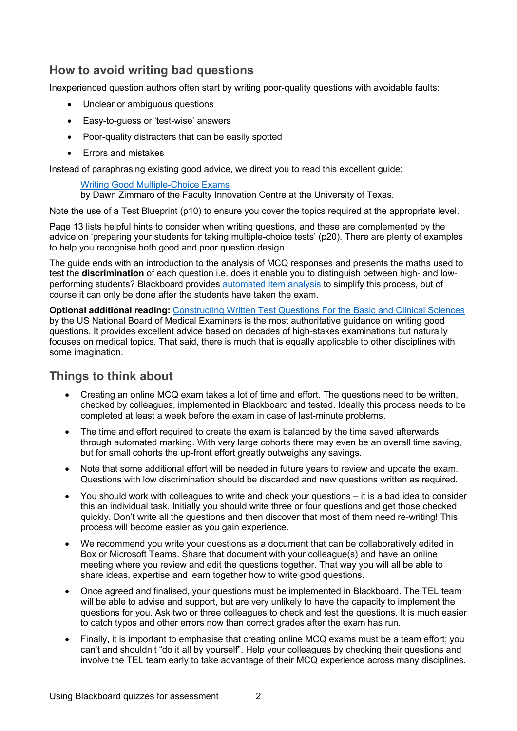## How to avoid writing bad questions

Inexperienced question authors often start by writing poor-quality questions with avoidable faults:

- Unclear or ambiguous questions
- Easy-to-guess or 'test-wise' answers
- Poor-quality distracters that can be easily spotted
- Errors and mistakes

Instead of paraphrasing existing good advice, we direct you to read this excellent guide:

> Writing Good Multiple-Choice Exams
> by Dawn Zimmaro of the Faculty Innovation Centre at the University of Texas.

Note the use of a Test Blueprint (p10) to ensure you cover the topics required at the appropriate level.

Page 13 lists helpful hints to consider when writing questions, and these are complemented by the advice on 'preparing your students for taking multiple-choice tests' (p20). There are plenty of examples to help you recognise both good and poor question design.

The guide ends with an introduction to the analysis of MCQ responses and presents the maths used to test the **discrimination** of each question i.e. does it enable you to distinguish between high- and low-performing students? Blackboard provides automated item analysis to simplify this process, but of course it can only be done after the students have taken the exam.

**Optional additional reading:** Constructing Written Test Questions For the Basic and Clinical Sciences by the US National Board of Medical Examiners is the most authoritative guidance on writing good questions. It provides excellent advice based on decades of high-stakes examinations but naturally focuses on medical topics. That said, there is much that is equally applicable to other disciplines with some imagination.

## Things to think about

- Creating an online MCQ exam takes a lot of time and effort. The questions need to be written, checked by colleagues, implemented in Blackboard and tested. Ideally this process needs to be completed at least a week before the exam in case of last-minute problems.
- The time and effort required to create the exam is balanced by the time saved afterwards through automated marking. With very large cohorts there may even be an overall time saving, but for small cohorts the up-front effort greatly outweighs any savings.
- Note that some additional effort will be needed in future years to review and update the exam. Questions with low discrimination should be discarded and new questions written as required.
- You should work with colleagues to write and check your questions – it is a bad idea to consider this an individual task. Initially you should write three or four questions and get those checked quickly. Don't write all the questions and then discover that most of them need re-writing! This process will become easier as you gain experience.
- We recommend you write your questions as a document that can be collaboratively edited in Box or Microsoft Teams. Share that document with your colleague(s) and have an online meeting where you review and edit the questions together. That way you will all be able to share ideas, expertise and learn together how to write good questions.
- Once agreed and finalised, your questions must be implemented in Blackboard. The TEL team will be able to advise and support, but are very unlikely to have the capacity to implement the questions for you. Ask two or three colleagues to check and test the questions. It is much easier to catch typos and other errors now than correct grades after the exam has run.
- Finally, it is important to emphasise that creating online MCQ exams must be a team effort; you can't and shouldn't "do it all by yourself". Help your colleagues by checking their questions and involve the TEL team early to take advantage of their MCQ experience across many disciplines.